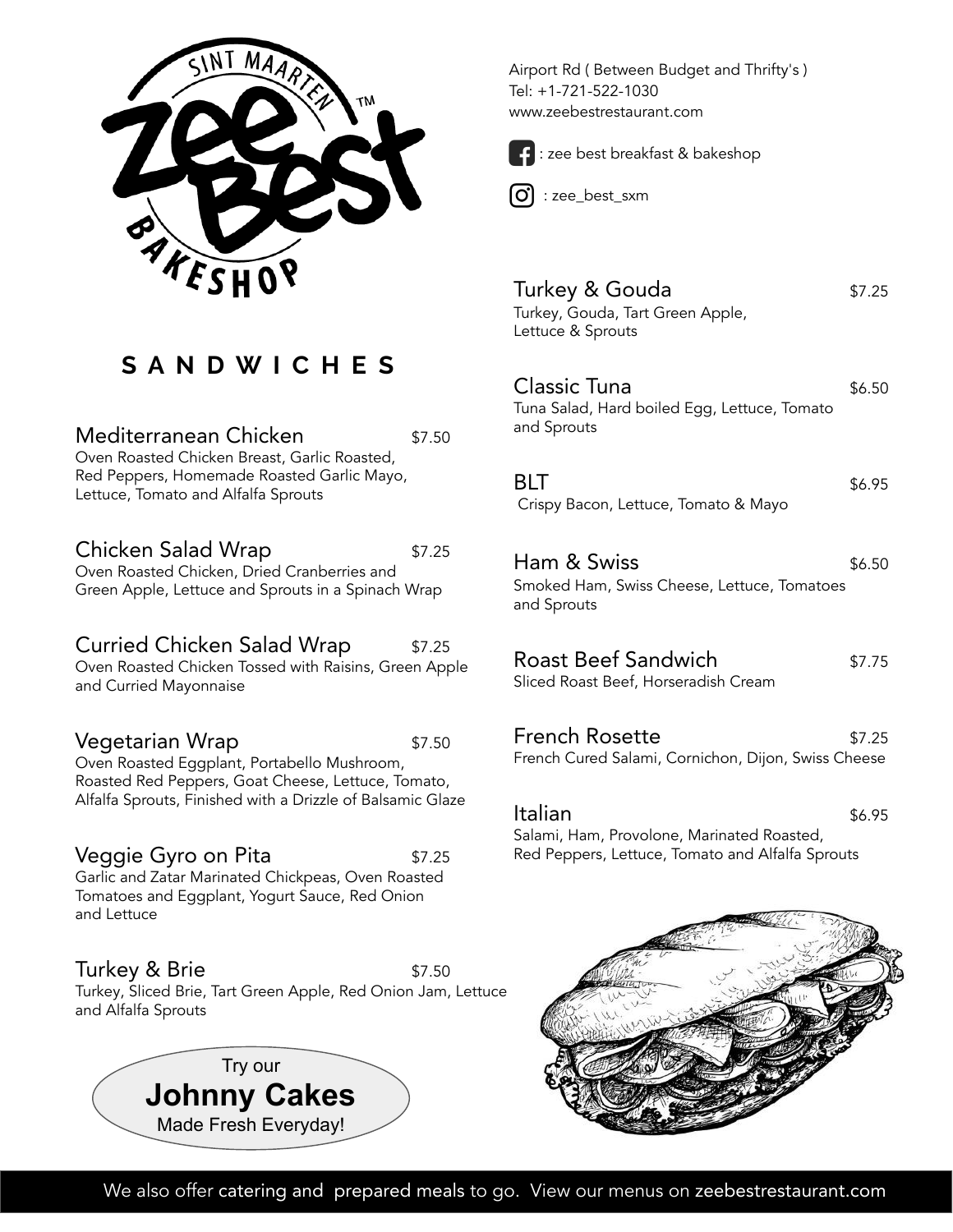# Zee Best Bakeshop

Sint Maarten

Airport Rd ( Between Budget and Thrifty's )
Tel: +1-721-522-1030
www.zeebestrestaurant.com

: zee best breakfast & bakeshop

: zee_best_sxm

## SANDWICHES

**Mediterranean Chicken** — $7.50
Oven Roasted Chicken Breast, Garlic Roasted, Red Peppers, Homemade Roasted Garlic Mayo, Lettuce, Tomato and Alfalfa Sprouts

**Chicken Salad Wrap** — $7.25
Oven Roasted Chicken, Dried Cranberries and Green Apple, Lettuce and Sprouts in a Spinach Wrap

**Curried Chicken Salad Wrap** — $7.25
Oven Roasted Chicken Tossed with Raisins, Green Apple and Curried Mayonnaise

**Vegetarian Wrap** — $7.50
Oven Roasted Eggplant, Portabello Mushroom, Roasted Red Peppers, Goat Cheese, Lettuce, Tomato, Alfalfa Sprouts, Finished with a Drizzle of Balsamic Glaze

**Veggie Gyro on Pita** — $7.25
Garlic and Zatar Marinated Chickpeas, Oven Roasted Tomatoes and Eggplant, Yogurt Sauce, Red Onion and Lettuce

**Turkey & Brie** — $7.50
Turkey, Sliced Brie, Tart Green Apple, Red Onion Jam, Lettuce and Alfalfa Sprouts

**Turkey & Gouda** — $7.25
Turkey, Gouda, Tart Green Apple, Lettuce & Sprouts

**Classic Tuna** — $6.50
Tuna Salad, Hard boiled Egg, Lettuce, Tomato and Sprouts

**BLT** — $6.95
Crispy Bacon, Lettuce, Tomato & Mayo

**Ham & Swiss** — $6.50
Smoked Ham, Swiss Cheese, Lettuce, Tomatoes and Sprouts

**Roast Beef Sandwich** — $7.75
Sliced Roast Beef, Horseradish Cream

**French Rosette** — $7.25
French Cured Salami, Cornichon, Dijon, Swiss Cheese

**Italian** — $6.95
Salami, Ham, Provolone, Marinated Roasted, Red Peppers, Lettuce, Tomato and Alfalfa Sprouts

Try our
**Johnny Cakes**
Made Fresh Everyday!

We also offer catering and prepared meals to go. View our menus on zeebestrestaurant.com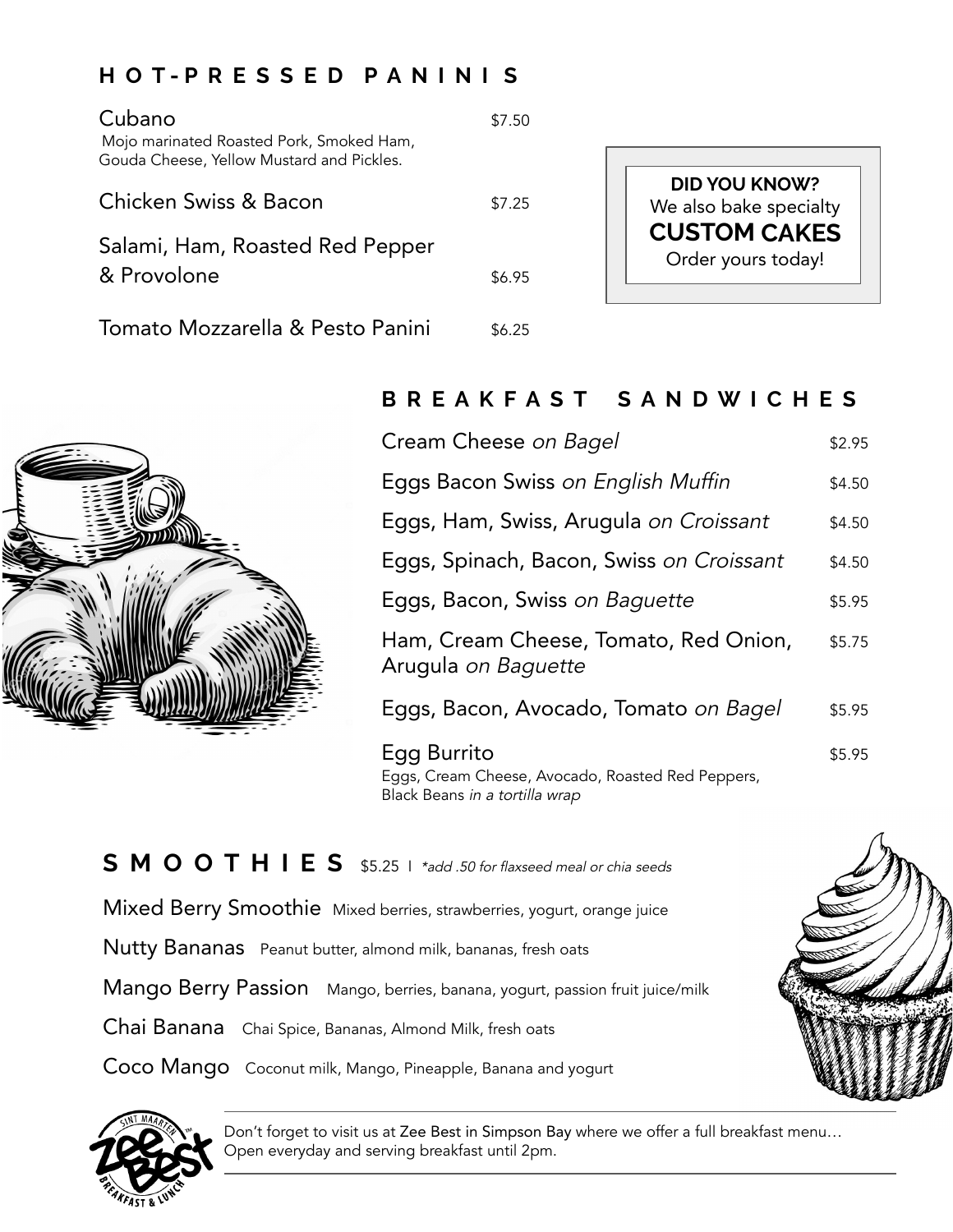## HOT-PRESSED PANINIS

| Item | Price |
| --- | --- |
| Cubano<br>Mojo marinated Roasted Pork, Smoked Ham, Gouda Cheese, Yellow Mustard and Pickles. | $7.50 |
| Chicken Swiss & Bacon | $7.25 |
| Salami, Ham, Roasted Red Pepper & Provolone | $6.95 |
| Tomato Mozzarella & Pesto Panini | $6.25 |

**DID YOU KNOW?**
We also bake specialty
**CUSTOM CAKES**
Order yours today!

## BREAKFAST SANDWICHES

| Item | Price |
| --- | --- |
| Cream Cheese *on Bagel* | $2.95 |
| Eggs Bacon Swiss *on English Muffin* | $4.50 |
| Eggs, Ham, Swiss, Arugula *on Croissant* | $4.50 |
| Eggs, Spinach, Bacon, Swiss *on Croissant* | $4.50 |
| Eggs, Bacon, Swiss *on Baguette* | $5.95 |
| Ham, Cream Cheese, Tomato, Red Onion, Arugula *on Baguette* | $5.75 |
| Eggs, Bacon, Avocado, Tomato *on Bagel* | $5.95 |
| Egg Burrito<br>Eggs, Cream Cheese, Avocado, Roasted Red Peppers, Black Beans *in a tortilla wrap* | $5.95 |

## SMOOTHIES $5.25 | *\*add .50 for flaxseed meal or chia seeds*

- **Mixed Berry Smoothie** Mixed berries, strawberries, yogurt, orange juice
- **Nutty Bananas** Peanut butter, almond milk, bananas, fresh oats
- **Mango Berry Passion** Mango, berries, banana, yogurt, passion fruit juice/milk
- **Chai Banana** Chai Spice, Bananas, Almond Milk, fresh oats
- **Coco Mango** Coconut milk, Mango, Pineapple, Banana and yogurt

Sint Maarten Zee Best™ Breakfast & Lunch

Don't forget to visit us at Zee Best in Simpson Bay where we offer a full breakfast menu… Open everyday and serving breakfast until 2pm.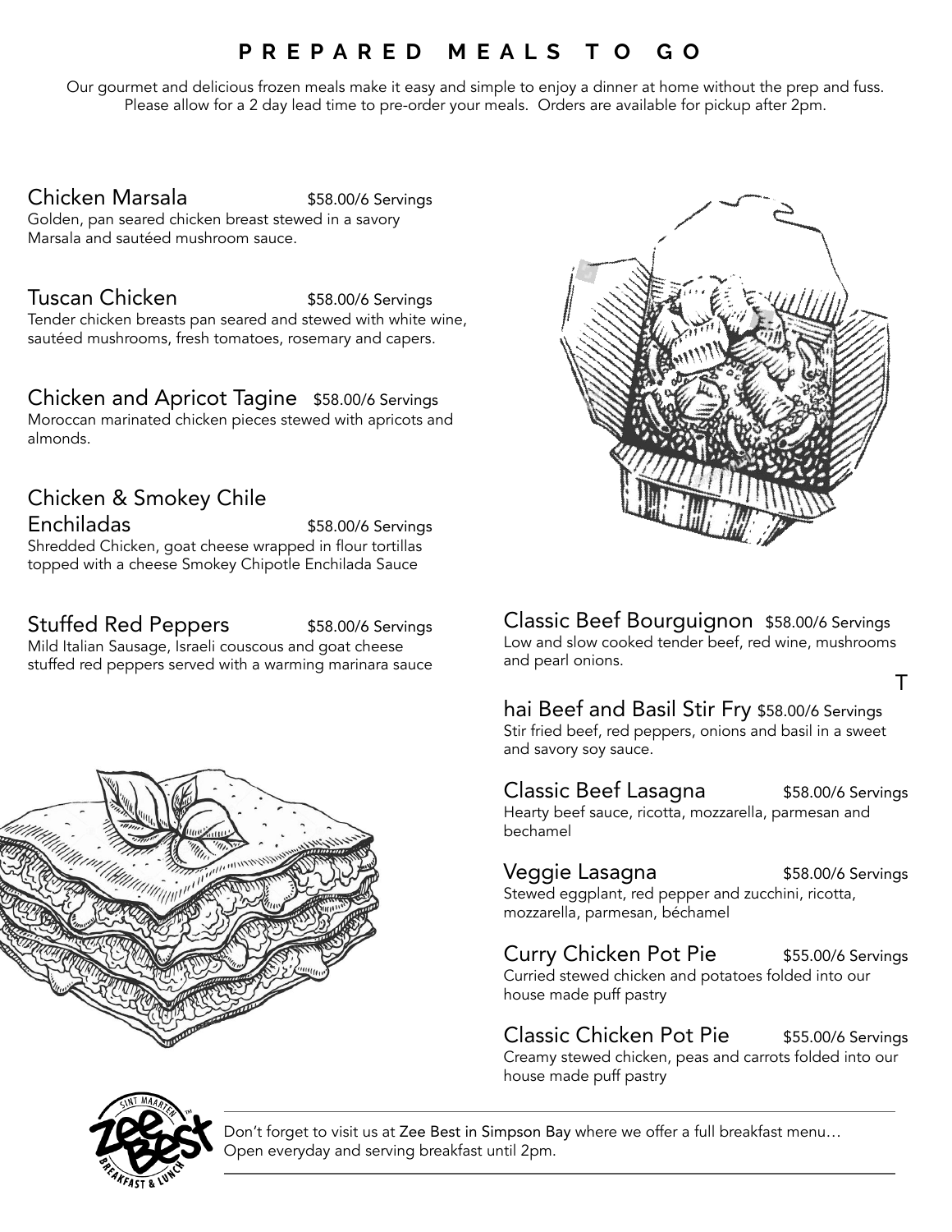# PREPARED MEALS TO GO

Our gourmet and delicious frozen meals make it easy and simple to enjoy a dinner at home without the prep and fuss. Please allow for a 2 day lead time to pre-order your meals. Orders are available for pickup after 2pm.

**Chicken Marsala** $58.00/6 Servings
Golden, pan seared chicken breast stewed in a savory Marsala and sautéed mushroom sauce.

**Tuscan Chicken** $58.00/6 Servings
Tender chicken breasts pan seared and stewed with white wine, sautéed mushrooms, fresh tomatoes, rosemary and capers.

**Chicken and Apricot Tagine** $58.00/6 Servings
Moroccan marinated chicken pieces stewed with apricots and almonds.

**Chicken & Smokey Chile Enchiladas** $58.00/6 Servings
Shredded Chicken, goat cheese wrapped in flour tortillas topped with a cheese Smokey Chipotle Enchilada Sauce

**Stuffed Red Peppers** $58.00/6 Servings
Mild Italian Sausage, Israeli couscous and goat cheese stuffed red peppers served with a warming marinara sauce

**Classic Beef Bourguignon** $58.00/6 Servings
Low and slow cooked tender beef, red wine, mushrooms and pearl onions.

T

**hai Beef and Basil Stir Fry** $58.00/6 Servings
Stir fried beef, red peppers, onions and basil in a sweet and savory soy sauce.

**Classic Beef Lasagna** $58.00/6 Servings
Hearty beef sauce, ricotta, mozzarella, parmesan and bechamel

**Veggie Lasagna** $58.00/6 Servings
Stewed eggplant, red pepper and zucchini, ricotta, mozzarella, parmesan, béchamel

**Curry Chicken Pot Pie** $55.00/6 Servings
Curried stewed chicken and potatoes folded into our house made puff pastry

**Classic Chicken Pot Pie** $55.00/6 Servings
Creamy stewed chicken, peas and carrots folded into our house made puff pastry

Don't forget to visit us at Zee Best in Simpson Bay where we offer a full breakfast menu… Open everyday and serving breakfast until 2pm.